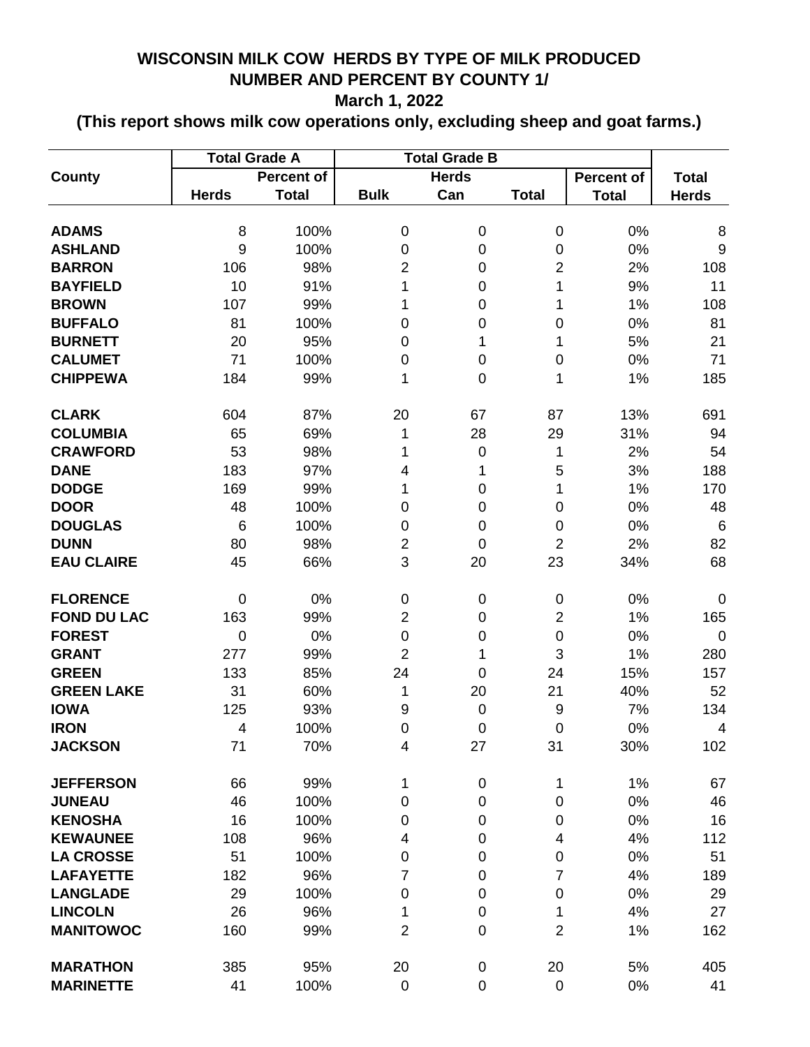# WISCONSIN MILK COW HERDS BY TYPE OF MILK PRODUCED
## NUMBER AND PERCENT BY COUNTY 1/
## March 1, 2022
## (This report shows milk cow operations only, excluding sheep and goat farms.)

| County | Total Grade A | | Total Grade B | | | | Total |
|---|---|---|---|---|---|---|---|
| | | Percent of | Herds | | | Percent of | Total |
| | Herds | Total | Bulk | Can | Total | Total | Herds |
| ADAMS | 8 | 100% | 0 | 0 | 0 | 0% | 8 |
| ASHLAND | 9 | 100% | 0 | 0 | 0 | 0% | 9 |
| BARRON | 106 | 98% | 2 | 0 | 2 | 2% | 108 |
| BAYFIELD | 10 | 91% | 1 | 0 | 1 | 9% | 11 |
| BROWN | 107 | 99% | 1 | 0 | 1 | 1% | 108 |
| BUFFALO | 81 | 100% | 0 | 0 | 0 | 0% | 81 |
| BURNETT | 20 | 95% | 0 | 1 | 1 | 5% | 21 |
| CALUMET | 71 | 100% | 0 | 0 | 0 | 0% | 71 |
| CHIPPEWA | 184 | 99% | 1 | 0 | 1 | 1% | 185 |
| CLARK | 604 | 87% | 20 | 67 | 87 | 13% | 691 |
| COLUMBIA | 65 | 69% | 1 | 28 | 29 | 31% | 94 |
| CRAWFORD | 53 | 98% | 1 | 0 | 1 | 2% | 54 |
| DANE | 183 | 97% | 4 | 1 | 5 | 3% | 188 |
| DODGE | 169 | 99% | 1 | 0 | 1 | 1% | 170 |
| DOOR | 48 | 100% | 0 | 0 | 0 | 0% | 48 |
| DOUGLAS | 6 | 100% | 0 | 0 | 0 | 0% | 6 |
| DUNN | 80 | 98% | 2 | 0 | 2 | 2% | 82 |
| EAU CLAIRE | 45 | 66% | 3 | 20 | 23 | 34% | 68 |
| FLORENCE | 0 | 0% | 0 | 0 | 0 | 0% | 0 |
| FOND DU LAC | 163 | 99% | 2 | 0 | 2 | 1% | 165 |
| FOREST | 0 | 0% | 0 | 0 | 0 | 0% | 0 |
| GRANT | 277 | 99% | 2 | 1 | 3 | 1% | 280 |
| GREEN | 133 | 85% | 24 | 0 | 24 | 15% | 157 |
| GREEN LAKE | 31 | 60% | 1 | 20 | 21 | 40% | 52 |
| IOWA | 125 | 93% | 9 | 0 | 9 | 7% | 134 |
| IRON | 4 | 100% | 0 | 0 | 0 | 0% | 4 |
| JACKSON | 71 | 70% | 4 | 27 | 31 | 30% | 102 |
| JEFFERSON | 66 | 99% | 1 | 0 | 1 | 1% | 67 |
| JUNEAU | 46 | 100% | 0 | 0 | 0 | 0% | 46 |
| KENOSHA | 16 | 100% | 0 | 0 | 0 | 0% | 16 |
| KEWAUNEE | 108 | 96% | 4 | 0 | 4 | 4% | 112 |
| LA CROSSE | 51 | 100% | 0 | 0 | 0 | 0% | 51 |
| LAFAYETTE | 182 | 96% | 7 | 0 | 7 | 4% | 189 |
| LANGLADE | 29 | 100% | 0 | 0 | 0 | 0% | 29 |
| LINCOLN | 26 | 96% | 1 | 0 | 1 | 4% | 27 |
| MANITOWOC | 160 | 99% | 2 | 0 | 2 | 1% | 162 |
| MARATHON | 385 | 95% | 20 | 0 | 20 | 5% | 405 |
| MARINETTE | 41 | 100% | 0 | 0 | 0 | 0% | 41 |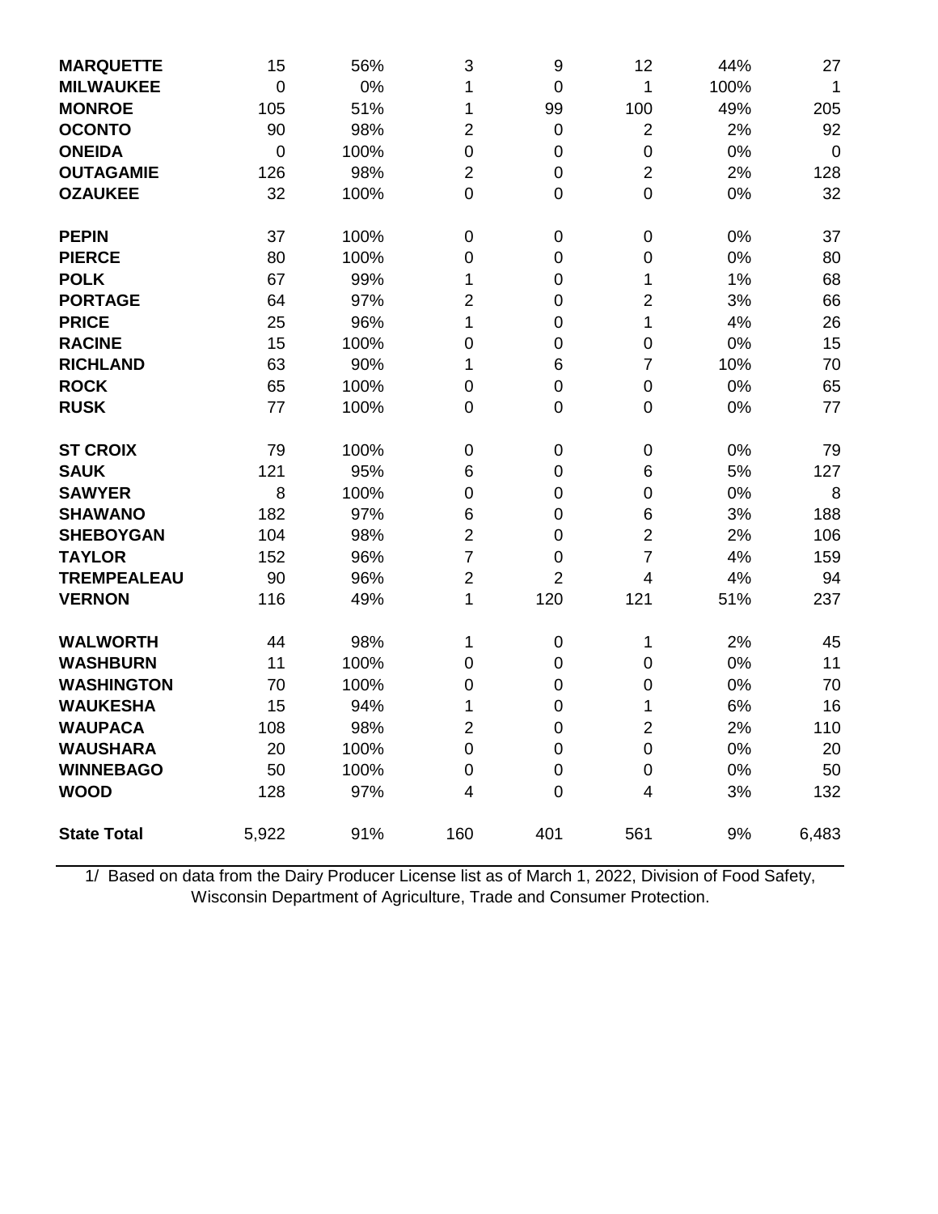| | | | | | | | |
|---|---|---|---|---|---|---|---|
| **MARQUETTE** | 15 | 56% | 3 | 9 | 12 | 44% | 27 |
| **MILWAUKEE** | 0 | 0% | 1 | 0 | 1 | 100% | 1 |
| **MONROE** | 105 | 51% | 1 | 99 | 100 | 49% | 205 |
| **OCONTO** | 90 | 98% | 2 | 0 | 2 | 2% | 92 |
| **ONEIDA** | 0 | 100% | 0 | 0 | 0 | 0% | 0 |
| **OUTAGAMIE** | 126 | 98% | 2 | 0 | 2 | 2% | 128 |
| **OZAUKEE** | 32 | 100% | 0 | 0 | 0 | 0% | 32 |
| **PEPIN** | 37 | 100% | 0 | 0 | 0 | 0% | 37 |
| **PIERCE** | 80 | 100% | 0 | 0 | 0 | 0% | 80 |
| **POLK** | 67 | 99% | 1 | 0 | 1 | 1% | 68 |
| **PORTAGE** | 64 | 97% | 2 | 0 | 2 | 3% | 66 |
| **PRICE** | 25 | 96% | 1 | 0 | 1 | 4% | 26 |
| **RACINE** | 15 | 100% | 0 | 0 | 0 | 0% | 15 |
| **RICHLAND** | 63 | 90% | 1 | 6 | 7 | 10% | 70 |
| **ROCK** | 65 | 100% | 0 | 0 | 0 | 0% | 65 |
| **RUSK** | 77 | 100% | 0 | 0 | 0 | 0% | 77 |
| **ST CROIX** | 79 | 100% | 0 | 0 | 0 | 0% | 79 |
| **SAUK** | 121 | 95% | 6 | 0 | 6 | 5% | 127 |
| **SAWYER** | 8 | 100% | 0 | 0 | 0 | 0% | 8 |
| **SHAWANO** | 182 | 97% | 6 | 0 | 6 | 3% | 188 |
| **SHEBOYGAN** | 104 | 98% | 2 | 0 | 2 | 2% | 106 |
| **TAYLOR** | 152 | 96% | 7 | 0 | 7 | 4% | 159 |
| **TREMPEALEAU** | 90 | 96% | 2 | 2 | 4 | 4% | 94 |
| **VERNON** | 116 | 49% | 1 | 120 | 121 | 51% | 237 |
| **WALWORTH** | 44 | 98% | 1 | 0 | 1 | 2% | 45 |
| **WASHBURN** | 11 | 100% | 0 | 0 | 0 | 0% | 11 |
| **WASHINGTON** | 70 | 100% | 0 | 0 | 0 | 0% | 70 |
| **WAUKESHA** | 15 | 94% | 1 | 0 | 1 | 6% | 16 |
| **WAUPACA** | 108 | 98% | 2 | 0 | 2 | 2% | 110 |
| **WAUSHARA** | 20 | 100% | 0 | 0 | 0 | 0% | 20 |
| **WINNEBAGO** | 50 | 100% | 0 | 0 | 0 | 0% | 50 |
| **WOOD** | 128 | 97% | 4 | 0 | 4 | 3% | 132 |
| **State Total** | 5,922 | 91% | 160 | 401 | 561 | 9% | 6,483 |

1/ Based on data from the Dairy Producer License list as of March 1, 2022, Division of Food Safety, Wisconsin Department of Agriculture, Trade and Consumer Protection.